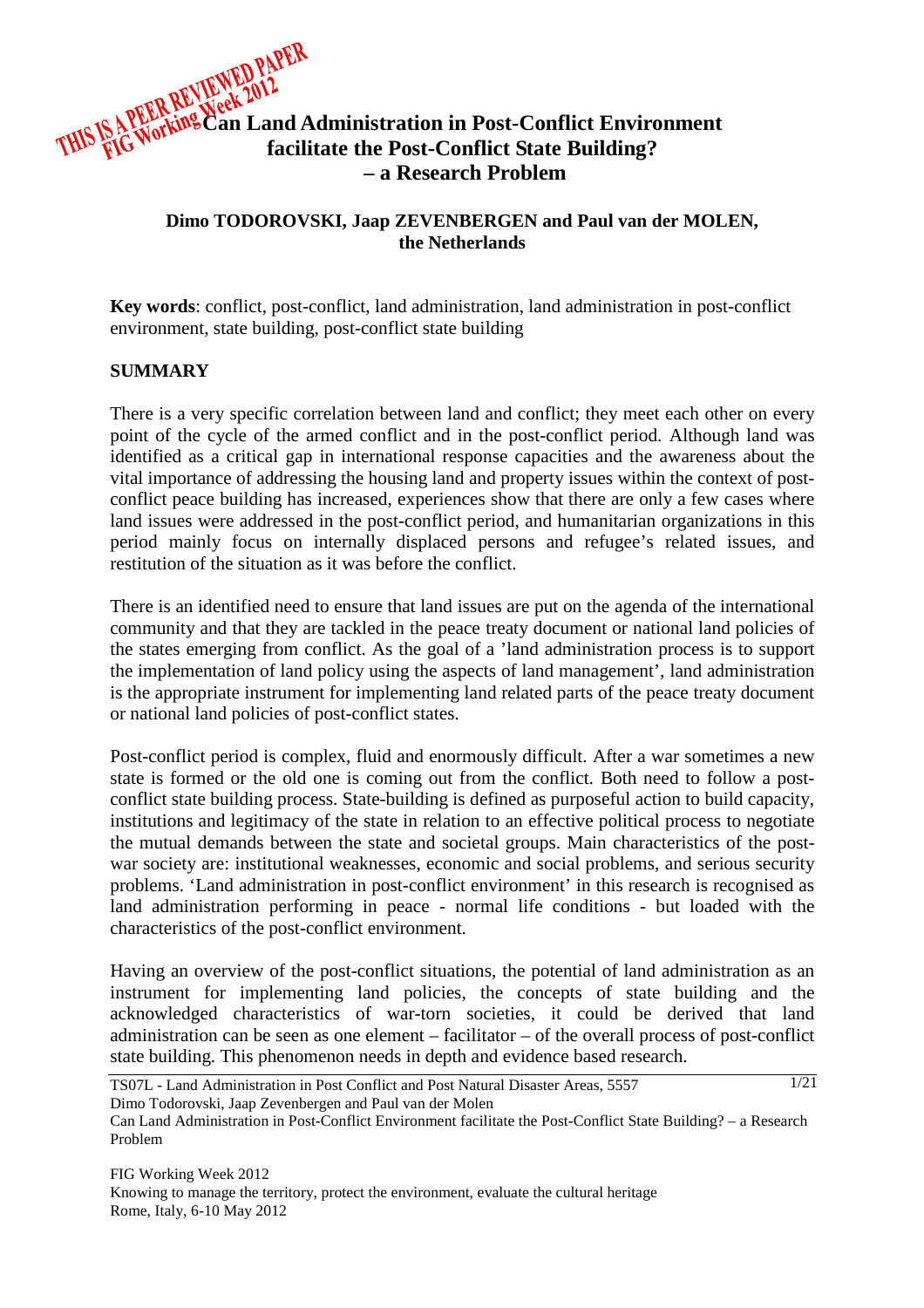THIS IS A PEER REVIEWED PAPER
FIG Working Week 2012

# Can Land Administration in Post-Conflict Environment facilitate the Post-Conflict State Building? – a Research Problem

**Dimo TODOROVSKI, Jaap ZEVENBERGEN and Paul van der MOLEN, the Netherlands**

**Key words**: conflict, post-conflict, land administration, land administration in post-conflict environment, state building, post-conflict state building

## SUMMARY

There is a very specific correlation between land and conflict; they meet each other on every point of the cycle of the armed conflict and in the post-conflict period. Although land was identified as a critical gap in international response capacities and the awareness about the vital importance of addressing the housing land and property issues within the context of post-conflict peace building has increased, experiences show that there are only a few cases where land issues were addressed in the post-conflict period, and humanitarian organizations in this period mainly focus on internally displaced persons and refugee's related issues, and restitution of the situation as it was before the conflict.

There is an identified need to ensure that land issues are put on the agenda of the international community and that they are tackled in the peace treaty document or national land policies of the states emerging from conflict. As the goal of a 'land administration process is to support the implementation of land policy using the aspects of land management', land administration is the appropriate instrument for implementing land related parts of the peace treaty document or national land policies of post-conflict states.

Post-conflict period is complex, fluid and enormously difficult. After a war sometimes a new state is formed or the old one is coming out from the conflict. Both need to follow a post-conflict state building process. State-building is defined as purposeful action to build capacity, institutions and legitimacy of the state in relation to an effective political process to negotiate the mutual demands between the state and societal groups. Main characteristics of the post-war society are: institutional weaknesses, economic and social problems, and serious security problems. 'Land administration in post-conflict environment' in this research is recognised as land administration performing in peace - normal life conditions - but loaded with the characteristics of the post-conflict environment.

Having an overview of the post-conflict situations, the potential of land administration as an instrument for implementing land policies, the concepts of state building and the acknowledged characteristics of war-torn societies, it could be derived that land administration can be seen as one element – facilitator – of the overall process of post-conflict state building. This phenomenon needs in depth and evidence based research.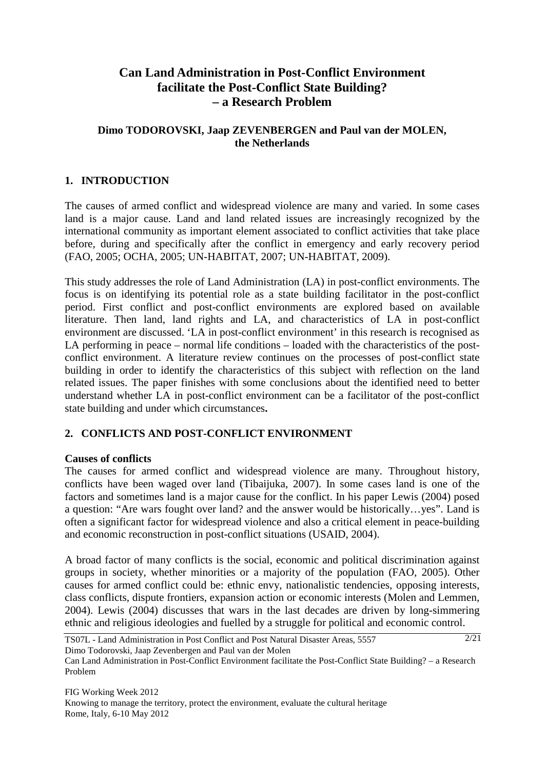# Can Land Administration in Post-Conflict Environment facilitate the Post-Conflict State Building? – a Research Problem

**Dimo TODOROVSKI, Jaap ZEVENBERGEN and Paul van der MOLEN, the Netherlands**

## 1. INTRODUCTION

The causes of armed conflict and widespread violence are many and varied. In some cases land is a major cause. Land and land related issues are increasingly recognized by the international community as important element associated to conflict activities that take place before, during and specifically after the conflict in emergency and early recovery period (FAO, 2005; OCHA, 2005; UN-HABITAT, 2007; UN-HABITAT, 2009).

This study addresses the role of Land Administration (LA) in post-conflict environments. The focus is on identifying its potential role as a state building facilitator in the post-conflict period. First conflict and post-conflict environments are explored based on available literature. Then land, land rights and LA, and characteristics of LA in post-conflict environment are discussed. 'LA in post-conflict environment' in this research is recognised as LA performing in peace – normal life conditions – loaded with the characteristics of the post-conflict environment. A literature review continues on the processes of post-conflict state building in order to identify the characteristics of this subject with reflection on the land related issues. The paper finishes with some conclusions about the identified need to better understand whether LA in post-conflict environment can be a facilitator of the post-conflict state building and under which circumstances**.**

## 2. CONFLICTS AND POST-CONFLICT ENVIRONMENT

**Causes of conflicts**

The causes for armed conflict and widespread violence are many. Throughout history, conflicts have been waged over land (Tibaijuka, 2007). In some cases land is one of the factors and sometimes land is a major cause for the conflict. In his paper Lewis (2004) posed a question: "Are wars fought over land? and the answer would be historically…yes". Land is often a significant factor for widespread violence and also a critical element in peace-building and economic reconstruction in post-conflict situations (USAID, 2004).

A broad factor of many conflicts is the social, economic and political discrimination against groups in society, whether minorities or a majority of the population (FAO, 2005). Other causes for armed conflict could be: ethnic envy, nationalistic tendencies, opposing interests, class conflicts, dispute frontiers, expansion action or economic interests (Molen and Lemmen, 2004). Lewis (2004) discusses that wars in the last decades are driven by long-simmering ethnic and religious ideologies and fuelled by a struggle for political and economic control.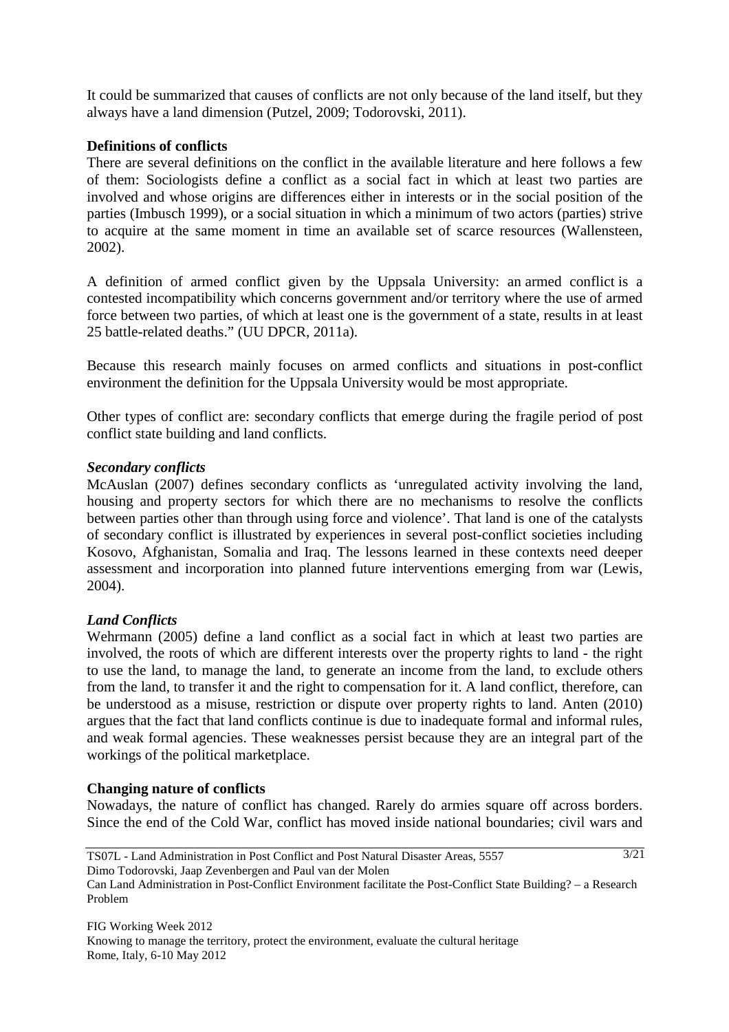It could be summarized that causes of conflicts are not only because of the land itself, but they always have a land dimension (Putzel, 2009; Todorovski, 2011).

## Definitions of conflicts

There are several definitions on the conflict in the available literature and here follows a few of them: Sociologists define a conflict as a social fact in which at least two parties are involved and whose origins are differences either in interests or in the social position of the parties (Imbusch 1999), or a social situation in which a minimum of two actors (parties) strive to acquire at the same moment in time an available set of scarce resources (Wallensteen, 2002).

A definition of armed conflict given by the Uppsala University: an armed conflict is a contested incompatibility which concerns government and/or territory where the use of armed force between two parties, of which at least one is the government of a state, results in at least 25 battle-related deaths." (UU DPCR, 2011a).

Because this research mainly focuses on armed conflicts and situations in post-conflict environment the definition for the Uppsala University would be most appropriate.

Other types of conflict are: secondary conflicts that emerge during the fragile period of post conflict state building and land conflicts.

### *Secondary conflicts*

McAuslan (2007) defines secondary conflicts as 'unregulated activity involving the land, housing and property sectors for which there are no mechanisms to resolve the conflicts between parties other than through using force and violence'. That land is one of the catalysts of secondary conflict is illustrated by experiences in several post-conflict societies including Kosovo, Afghanistan, Somalia and Iraq. The lessons learned in these contexts need deeper assessment and incorporation into planned future interventions emerging from war (Lewis, 2004).

### *Land Conflicts*

Wehrmann (2005) define a land conflict as a social fact in which at least two parties are involved, the roots of which are different interests over the property rights to land - the right to use the land, to manage the land, to generate an income from the land, to exclude others from the land, to transfer it and the right to compensation for it. A land conflict, therefore, can be understood as a misuse, restriction or dispute over property rights to land. Anten (2010) argues that the fact that land conflicts continue is due to inadequate formal and informal rules, and weak formal agencies. These weaknesses persist because they are an integral part of the workings of the political marketplace.

## Changing nature of conflicts

Nowadays, the nature of conflict has changed. Rarely do armies square off across borders. Since the end of the Cold War, conflict has moved inside national boundaries; civil wars and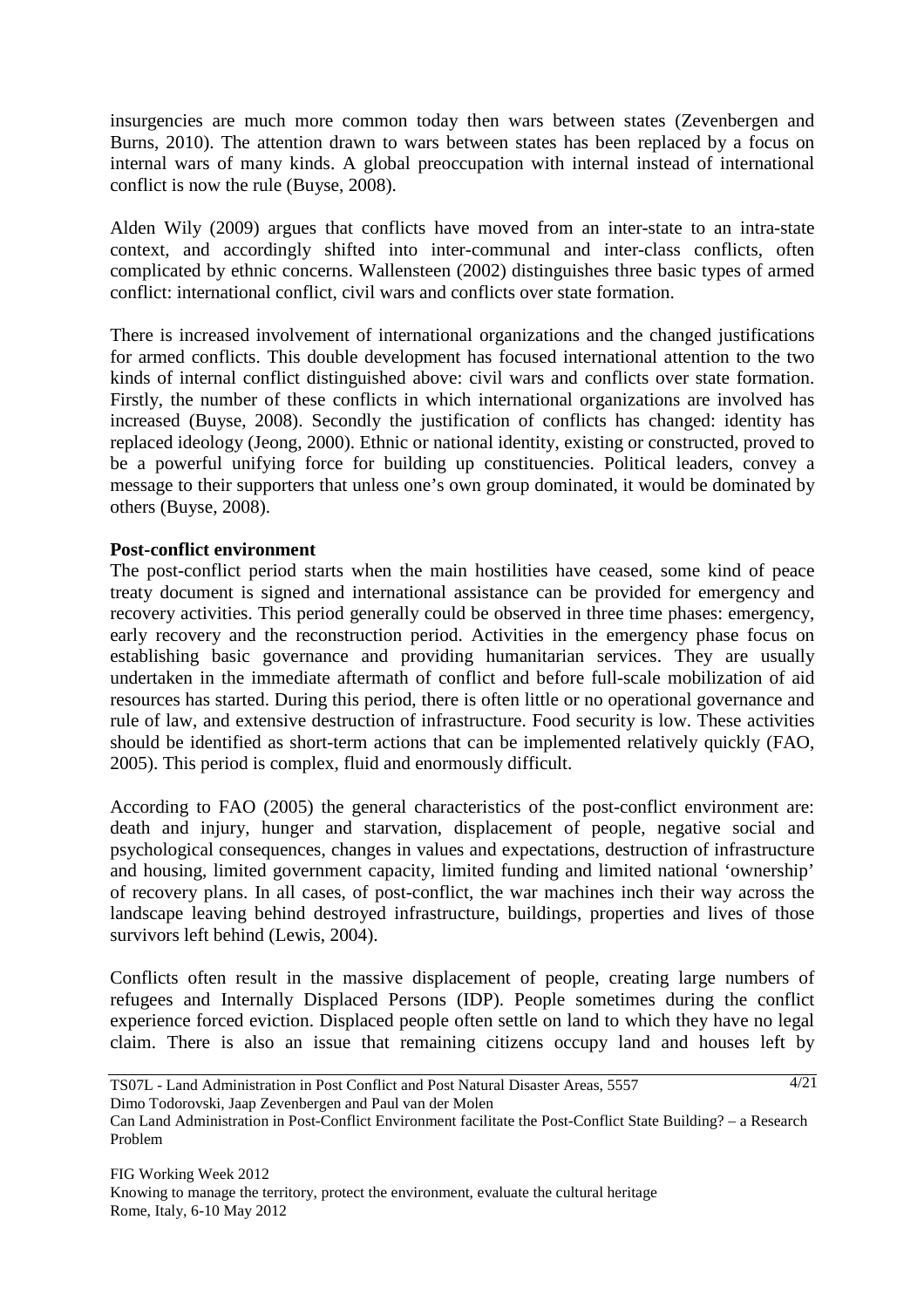insurgencies are much more common today then wars between states (Zevenbergen and Burns, 2010). The attention drawn to wars between states has been replaced by a focus on internal wars of many kinds. A global preoccupation with internal instead of international conflict is now the rule (Buyse, 2008).

Alden Wily (2009) argues that conflicts have moved from an inter-state to an intra-state context, and accordingly shifted into inter-communal and inter-class conflicts, often complicated by ethnic concerns. Wallensteen (2002) distinguishes three basic types of armed conflict: international conflict, civil wars and conflicts over state formation.

There is increased involvement of international organizations and the changed justifications for armed conflicts. This double development has focused international attention to the two kinds of internal conflict distinguished above: civil wars and conflicts over state formation. Firstly, the number of these conflicts in which international organizations are involved has increased (Buyse, 2008). Secondly the justification of conflicts has changed: identity has replaced ideology (Jeong, 2000). Ethnic or national identity, existing or constructed, proved to be a powerful unifying force for building up constituencies. Political leaders, convey a message to their supporters that unless one's own group dominated, it would be dominated by others (Buyse, 2008).

**Post-conflict environment**

The post-conflict period starts when the main hostilities have ceased, some kind of peace treaty document is signed and international assistance can be provided for emergency and recovery activities. This period generally could be observed in three time phases: emergency, early recovery and the reconstruction period. Activities in the emergency phase focus on establishing basic governance and providing humanitarian services. They are usually undertaken in the immediate aftermath of conflict and before full-scale mobilization of aid resources has started. During this period, there is often little or no operational governance and rule of law, and extensive destruction of infrastructure. Food security is low. These activities should be identified as short-term actions that can be implemented relatively quickly (FAO, 2005). This period is complex, fluid and enormously difficult.

According to FAO (2005) the general characteristics of the post-conflict environment are: death and injury, hunger and starvation, displacement of people, negative social and psychological consequences, changes in values and expectations, destruction of infrastructure and housing, limited government capacity, limited funding and limited national 'ownership' of recovery plans. In all cases, of post-conflict, the war machines inch their way across the landscape leaving behind destroyed infrastructure, buildings, properties and lives of those survivors left behind (Lewis, 2004).

Conflicts often result in the massive displacement of people, creating large numbers of refugees and Internally Displaced Persons (IDP). People sometimes during the conflict experience forced eviction. Displaced people often settle on land to which they have no legal claim. There is also an issue that remaining citizens occupy land and houses left by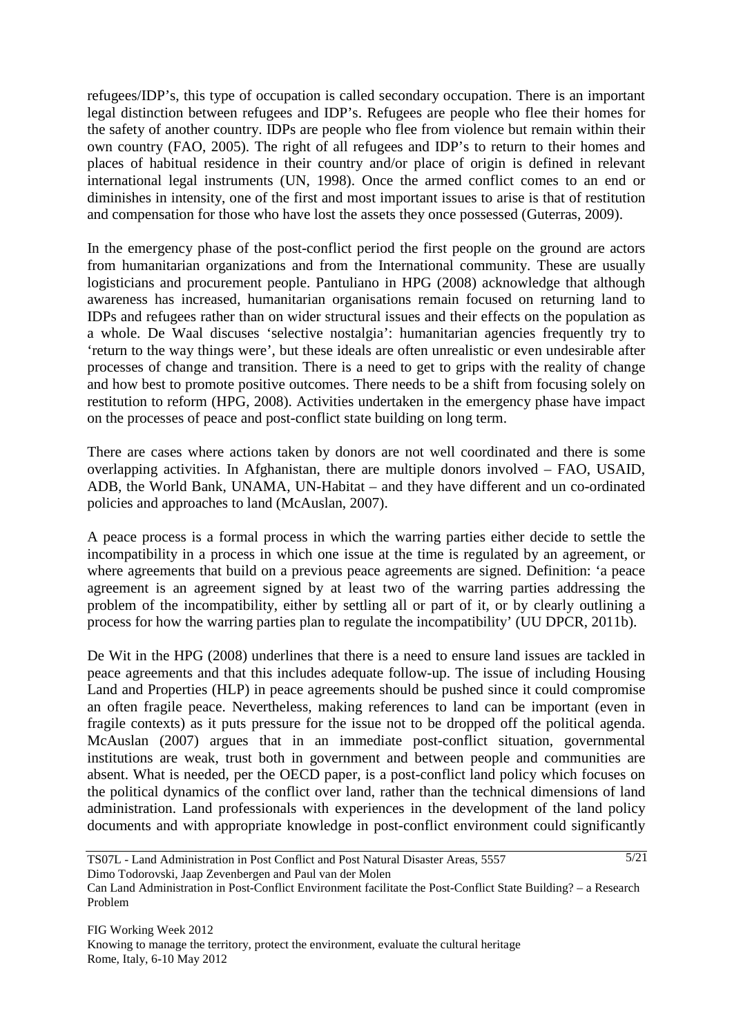refugees/IDP's, this type of occupation is called secondary occupation. There is an important legal distinction between refugees and IDP's. Refugees are people who flee their homes for the safety of another country. IDPs are people who flee from violence but remain within their own country (FAO, 2005). The right of all refugees and IDP's to return to their homes and places of habitual residence in their country and/or place of origin is defined in relevant international legal instruments (UN, 1998). Once the armed conflict comes to an end or diminishes in intensity, one of the first and most important issues to arise is that of restitution and compensation for those who have lost the assets they once possessed (Guterras, 2009).

In the emergency phase of the post-conflict period the first people on the ground are actors from humanitarian organizations and from the International community. These are usually logisticians and procurement people. Pantuliano in HPG (2008) acknowledge that although awareness has increased, humanitarian organisations remain focused on returning land to IDPs and refugees rather than on wider structural issues and their effects on the population as a whole. De Waal discuses 'selective nostalgia': humanitarian agencies frequently try to 'return to the way things were', but these ideals are often unrealistic or even undesirable after processes of change and transition. There is a need to get to grips with the reality of change and how best to promote positive outcomes. There needs to be a shift from focusing solely on restitution to reform (HPG, 2008). Activities undertaken in the emergency phase have impact on the processes of peace and post-conflict state building on long term.

There are cases where actions taken by donors are not well coordinated and there is some overlapping activities. In Afghanistan, there are multiple donors involved – FAO, USAID, ADB, the World Bank, UNAMA, UN-Habitat – and they have different and un co-ordinated policies and approaches to land (McAuslan, 2007).

A peace process is a formal process in which the warring parties either decide to settle the incompatibility in a process in which one issue at the time is regulated by an agreement, or where agreements that build on a previous peace agreements are signed. Definition: 'a peace agreement is an agreement signed by at least two of the warring parties addressing the problem of the incompatibility, either by settling all or part of it, or by clearly outlining a process for how the warring parties plan to regulate the incompatibility' (UU DPCR, 2011b).

De Wit in the HPG (2008) underlines that there is a need to ensure land issues are tackled in peace agreements and that this includes adequate follow-up. The issue of including Housing Land and Properties (HLP) in peace agreements should be pushed since it could compromise an often fragile peace. Nevertheless, making references to land can be important (even in fragile contexts) as it puts pressure for the issue not to be dropped off the political agenda. McAuslan (2007) argues that in an immediate post-conflict situation, governmental institutions are weak, trust both in government and between people and communities are absent. What is needed, per the OECD paper, is a post-conflict land policy which focuses on the political dynamics of the conflict over land, rather than the technical dimensions of land administration. Land professionals with experiences in the development of the land policy documents and with appropriate knowledge in post-conflict environment could significantly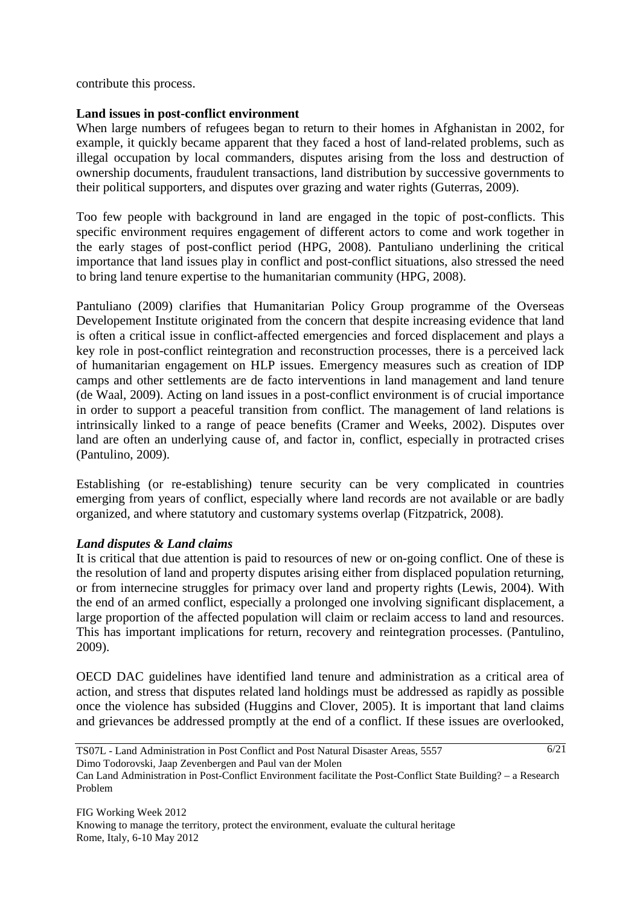contribute this process.

**Land issues in post-conflict environment**

When large numbers of refugees began to return to their homes in Afghanistan in 2002, for example, it quickly became apparent that they faced a host of land-related problems, such as illegal occupation by local commanders, disputes arising from the loss and destruction of ownership documents, fraudulent transactions, land distribution by successive governments to their political supporters, and disputes over grazing and water rights (Guterras, 2009).

Too few people with background in land are engaged in the topic of post-conflicts. This specific environment requires engagement of different actors to come and work together in the early stages of post-conflict period (HPG, 2008). Pantuliano underlining the critical importance that land issues play in conflict and post-conflict situations, also stressed the need to bring land tenure expertise to the humanitarian community (HPG, 2008).

Pantuliano (2009) clarifies that Humanitarian Policy Group programme of the Overseas Developement Institute originated from the concern that despite increasing evidence that land is often a critical issue in conflict-affected emergencies and forced displacement and plays a key role in post-conflict reintegration and reconstruction processes, there is a perceived lack of humanitarian engagement on HLP issues. Emergency measures such as creation of IDP camps and other settlements are de facto interventions in land management and land tenure (de Waal, 2009). Acting on land issues in a post-conflict environment is of crucial importance in order to support a peaceful transition from conflict. The management of land relations is intrinsically linked to a range of peace benefits (Cramer and Weeks, 2002). Disputes over land are often an underlying cause of, and factor in, conflict, especially in protracted crises (Pantulino, 2009).

Establishing (or re-establishing) tenure security can be very complicated in countries emerging from years of conflict, especially where land records are not available or are badly organized, and where statutory and customary systems overlap (Fitzpatrick, 2008).

***Land disputes & Land claims***

It is critical that due attention is paid to resources of new or on-going conflict. One of these is the resolution of land and property disputes arising either from displaced population returning, or from internecine struggles for primacy over land and property rights (Lewis, 2004). With the end of an armed conflict, especially a prolonged one involving significant displacement, a large proportion of the affected population will claim or reclaim access to land and resources. This has important implications for return, recovery and reintegration processes. (Pantulino, 2009).

OECD DAC guidelines have identified land tenure and administration as a critical area of action, and stress that disputes related land holdings must be addressed as rapidly as possible once the violence has subsided (Huggins and Clover, 2005). It is important that land claims and grievances be addressed promptly at the end of a conflict. If these issues are overlooked,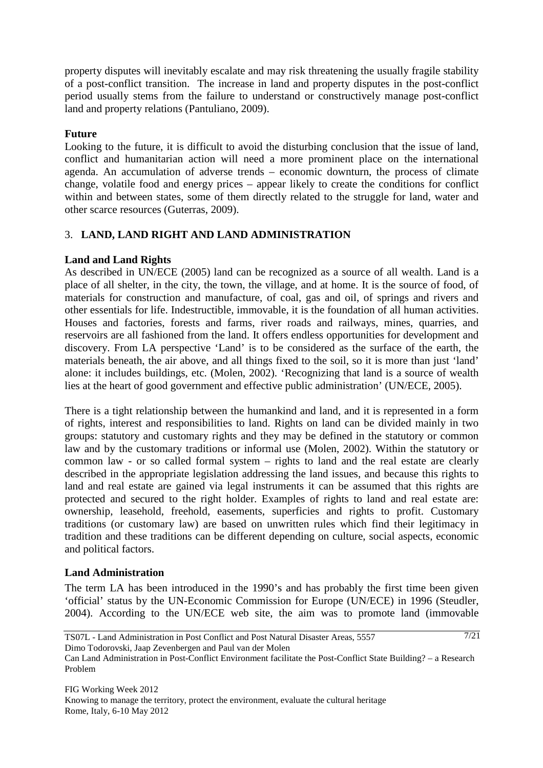property disputes will inevitably escalate and may risk threatening the usually fragile stability of a post-conflict transition. The increase in land and property disputes in the post-conflict period usually stems from the failure to understand or constructively manage post-conflict land and property relations (Pantuliano, 2009).

**Future**

Looking to the future, it is difficult to avoid the disturbing conclusion that the issue of land, conflict and humanitarian action will need a more prominent place on the international agenda. An accumulation of adverse trends – economic downturn, the process of climate change, volatile food and energy prices – appear likely to create the conditions for conflict within and between states, some of them directly related to the struggle for land, water and other scarce resources (Guterras, 2009).

## 3. LAND, LAND RIGHT AND LAND ADMINISTRATION

**Land and Land Rights**

As described in UN/ECE (2005) land can be recognized as a source of all wealth. Land is a place of all shelter, in the city, the town, the village, and at home. It is the source of food, of materials for construction and manufacture, of coal, gas and oil, of springs and rivers and other essentials for life. Indestructible, immovable, it is the foundation of all human activities. Houses and factories, forests and farms, river roads and railways, mines, quarries, and reservoirs are all fashioned from the land. It offers endless opportunities for development and discovery. From LA perspective 'Land' is to be considered as the surface of the earth, the materials beneath, the air above, and all things fixed to the soil, so it is more than just 'land' alone: it includes buildings, etc. (Molen, 2002). 'Recognizing that land is a source of wealth lies at the heart of good government and effective public administration' (UN/ECE, 2005).

There is a tight relationship between the humankind and land, and it is represented in a form of rights, interest and responsibilities to land. Rights on land can be divided mainly in two groups: statutory and customary rights and they may be defined in the statutory or common law and by the customary traditions or informal use (Molen, 2002). Within the statutory or common law - or so called formal system – rights to land and the real estate are clearly described in the appropriate legislation addressing the land issues, and because this rights to land and real estate are gained via legal instruments it can be assumed that this rights are protected and secured to the right holder. Examples of rights to land and real estate are: ownership, leasehold, freehold, easements, superficies and rights to profit. Customary traditions (or customary law) are based on unwritten rules which find their legitimacy in tradition and these traditions can be different depending on culture, social aspects, economic and political factors.

**Land Administration**

The term LA has been introduced in the 1990's and has probably the first time been given 'official' status by the UN-Economic Commission for Europe (UN/ECE) in 1996 (Steudler, 2004). According to the UN/ECE web site, the aim was to promote land (immovable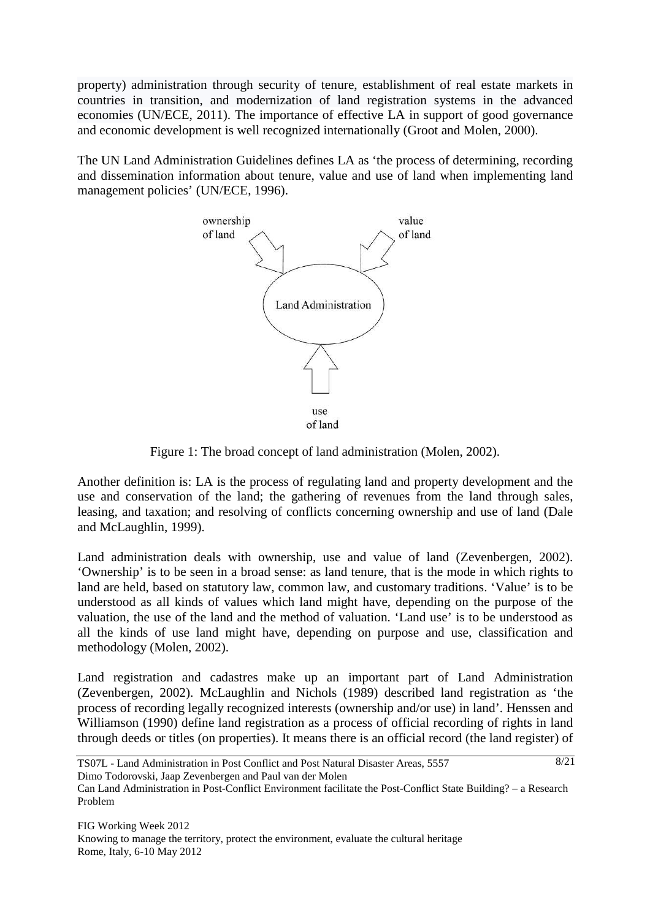property) administration through security of tenure, establishment of real estate markets in countries in transition, and modernization of land registration systems in the advanced economies (UN/ECE, 2011). The importance of effective LA in support of good governance and economic development is well recognized internationally (Groot and Molen, 2000).

The UN Land Administration Guidelines defines LA as 'the process of determining, recording and dissemination information about tenure, value and use of land when implementing land management policies' (UN/ECE, 1996).

Figure 1: The broad concept of land administration (Molen, 2002).

Another definition is: LA is the process of regulating land and property development and the use and conservation of the land; the gathering of revenues from the land through sales, leasing, and taxation; and resolving of conflicts concerning ownership and use of land (Dale and McLaughlin, 1999).

Land administration deals with ownership, use and value of land (Zevenbergen, 2002). 'Ownership' is to be seen in a broad sense: as land tenure, that is the mode in which rights to land are held, based on statutory law, common law, and customary traditions. 'Value' is to be understood as all kinds of values which land might have, depending on the purpose of the valuation, the use of the land and the method of valuation. 'Land use' is to be understood as all the kinds of use land might have, depending on purpose and use, classification and methodology (Molen, 2002).

Land registration and cadastres make up an important part of Land Administration (Zevenbergen, 2002). McLaughlin and Nichols (1989) described land registration as 'the process of recording legally recognized interests (ownership and/or use) in land'. Henssen and Williamson (1990) define land registration as a process of official recording of rights in land through deeds or titles (on properties). It means there is an official record (the land register) of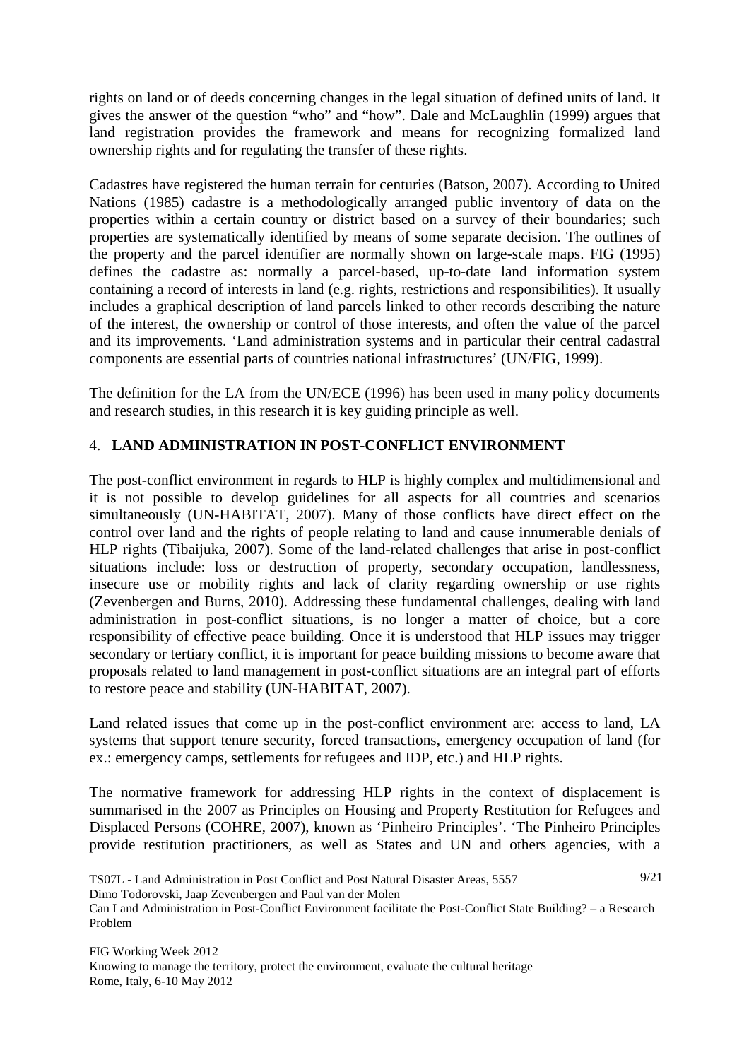rights on land or of deeds concerning changes in the legal situation of defined units of land. It gives the answer of the question "who" and "how". Dale and McLaughlin (1999) argues that land registration provides the framework and means for recognizing formalized land ownership rights and for regulating the transfer of these rights.

Cadastres have registered the human terrain for centuries (Batson, 2007). According to United Nations (1985) cadastre is a methodologically arranged public inventory of data on the properties within a certain country or district based on a survey of their boundaries; such properties are systematically identified by means of some separate decision. The outlines of the property and the parcel identifier are normally shown on large-scale maps. FIG (1995) defines the cadastre as: normally a parcel-based, up-to-date land information system containing a record of interests in land (e.g. rights, restrictions and responsibilities). It usually includes a graphical description of land parcels linked to other records describing the nature of the interest, the ownership or control of those interests, and often the value of the parcel and its improvements. 'Land administration systems and in particular their central cadastral components are essential parts of countries national infrastructures' (UN/FIG, 1999).

The definition for the LA from the UN/ECE (1996) has been used in many policy documents and research studies, in this research it is key guiding principle as well.

## 4. LAND ADMINISTRATION IN POST-CONFLICT ENVIRONMENT

The post-conflict environment in regards to HLP is highly complex and multidimensional and it is not possible to develop guidelines for all aspects for all countries and scenarios simultaneously (UN-HABITAT, 2007). Many of those conflicts have direct effect on the control over land and the rights of people relating to land and cause innumerable denials of HLP rights (Tibaijuka, 2007). Some of the land-related challenges that arise in post-conflict situations include: loss or destruction of property, secondary occupation, landlessness, insecure use or mobility rights and lack of clarity regarding ownership or use rights (Zevenbergen and Burns, 2010). Addressing these fundamental challenges, dealing with land administration in post-conflict situations, is no longer a matter of choice, but a core responsibility of effective peace building. Once it is understood that HLP issues may trigger secondary or tertiary conflict, it is important for peace building missions to become aware that proposals related to land management in post-conflict situations are an integral part of efforts to restore peace and stability (UN-HABITAT, 2007).

Land related issues that come up in the post-conflict environment are: access to land, LA systems that support tenure security, forced transactions, emergency occupation of land (for ex.: emergency camps, settlements for refugees and IDP, etc.) and HLP rights.

The normative framework for addressing HLP rights in the context of displacement is summarised in the 2007 as Principles on Housing and Property Restitution for Refugees and Displaced Persons (COHRE, 2007), known as 'Pinheiro Principles'. 'The Pinheiro Principles provide restitution practitioners, as well as States and UN and others agencies, with a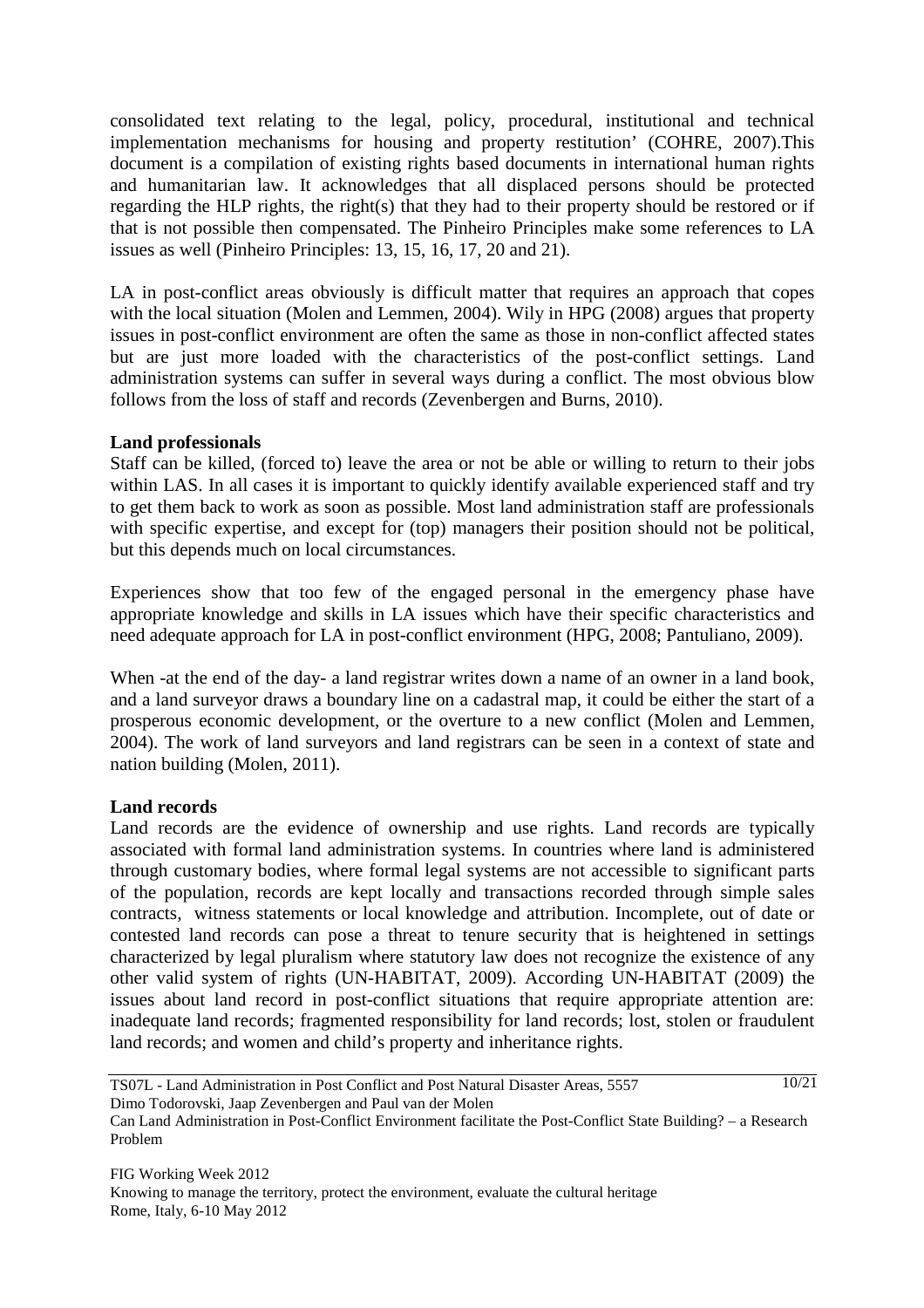consolidated text relating to the legal, policy, procedural, institutional and technical implementation mechanisms for housing and property restitution' (COHRE, 2007).This document is a compilation of existing rights based documents in international human rights and humanitarian law. It acknowledges that all displaced persons should be protected regarding the HLP rights, the right(s) that they had to their property should be restored or if that is not possible then compensated. The Pinheiro Principles make some references to LA issues as well (Pinheiro Principles: 13, 15, 16, 17, 20 and 21).

LA in post-conflict areas obviously is difficult matter that requires an approach that copes with the local situation (Molen and Lemmen, 2004). Wily in HPG (2008) argues that property issues in post-conflict environment are often the same as those in non-conflict affected states but are just more loaded with the characteristics of the post-conflict settings. Land administration systems can suffer in several ways during a conflict. The most obvious blow follows from the loss of staff and records (Zevenbergen and Burns, 2010).

**Land professionals**

Staff can be killed, (forced to) leave the area or not be able or willing to return to their jobs within LAS. In all cases it is important to quickly identify available experienced staff and try to get them back to work as soon as possible. Most land administration staff are professionals with specific expertise, and except for (top) managers their position should not be political, but this depends much on local circumstances.

Experiences show that too few of the engaged personal in the emergency phase have appropriate knowledge and skills in LA issues which have their specific characteristics and need adequate approach for LA in post-conflict environment (HPG, 2008; Pantuliano, 2009).

When -at the end of the day- a land registrar writes down a name of an owner in a land book, and a land surveyor draws a boundary line on a cadastral map, it could be either the start of a prosperous economic development, or the overture to a new conflict (Molen and Lemmen, 2004). The work of land surveyors and land registrars can be seen in a context of state and nation building (Molen, 2011).

**Land records**

Land records are the evidence of ownership and use rights. Land records are typically associated with formal land administration systems. In countries where land is administered through customary bodies, where formal legal systems are not accessible to significant parts of the population, records are kept locally and transactions recorded through simple sales contracts, witness statements or local knowledge and attribution. Incomplete, out of date or contested land records can pose a threat to tenure security that is heightened in settings characterized by legal pluralism where statutory law does not recognize the existence of any other valid system of rights (UN-HABITAT, 2009). According UN-HABITAT (2009) the issues about land record in post-conflict situations that require appropriate attention are: inadequate land records; fragmented responsibility for land records; lost, stolen or fraudulent land records; and women and child's property and inheritance rights.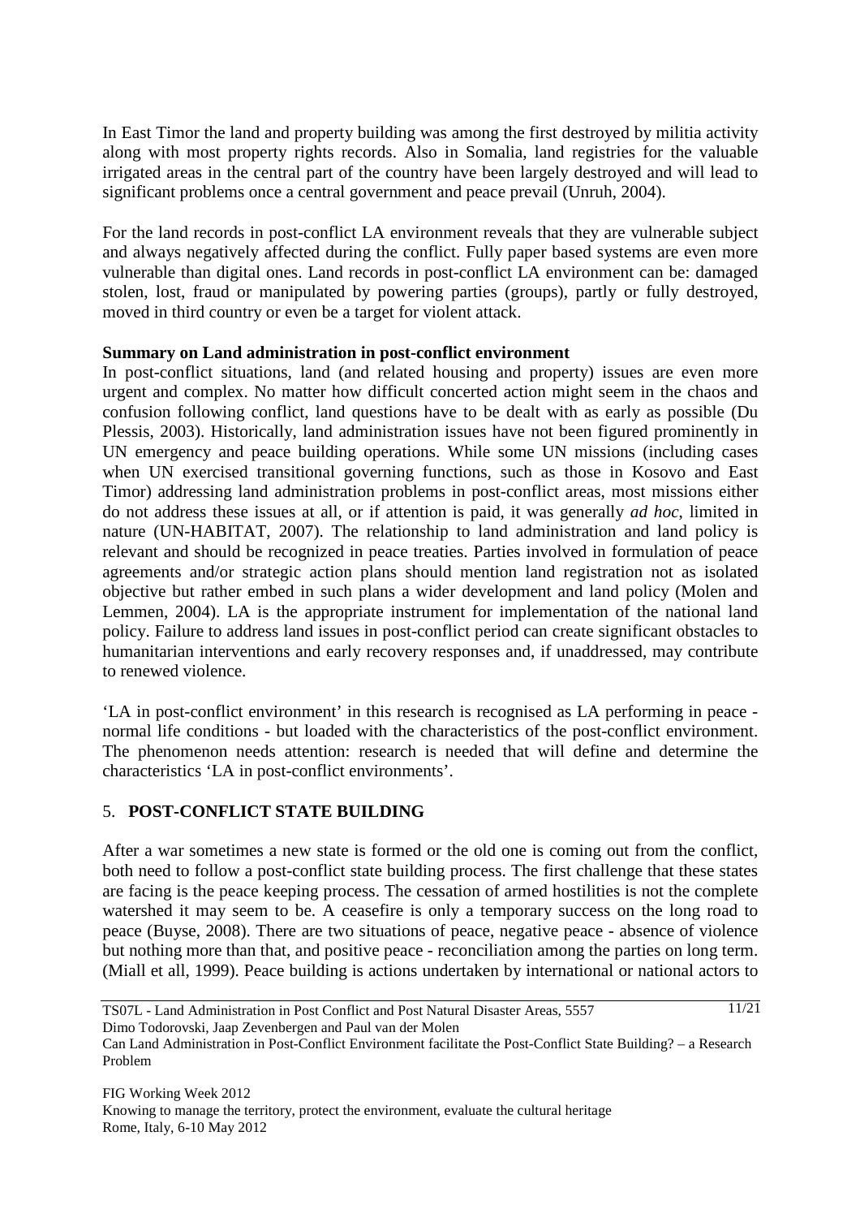In East Timor the land and property building was among the first destroyed by militia activity along with most property rights records. Also in Somalia, land registries for the valuable irrigated areas in the central part of the country have been largely destroyed and will lead to significant problems once a central government and peace prevail (Unruh, 2004).

For the land records in post-conflict LA environment reveals that they are vulnerable subject and always negatively affected during the conflict. Fully paper based systems are even more vulnerable than digital ones. Land records in post-conflict LA environment can be: damaged stolen, lost, fraud or manipulated by powering parties (groups), partly or fully destroyed, moved in third country or even be a target for violent attack.

**Summary on Land administration in post-conflict environment**

In post-conflict situations, land (and related housing and property) issues are even more urgent and complex. No matter how difficult concerted action might seem in the chaos and confusion following conflict, land questions have to be dealt with as early as possible (Du Plessis, 2003). Historically, land administration issues have not been figured prominently in UN emergency and peace building operations. While some UN missions (including cases when UN exercised transitional governing functions, such as those in Kosovo and East Timor) addressing land administration problems in post-conflict areas, most missions either do not address these issues at all, or if attention is paid, it was generally *ad hoc*, limited in nature (UN-HABITAT, 2007). The relationship to land administration and land policy is relevant and should be recognized in peace treaties. Parties involved in formulation of peace agreements and/or strategic action plans should mention land registration not as isolated objective but rather embed in such plans a wider development and land policy (Molen and Lemmen, 2004). LA is the appropriate instrument for implementation of the national land policy. Failure to address land issues in post-conflict period can create significant obstacles to humanitarian interventions and early recovery responses and, if unaddressed, may contribute to renewed violence.

'LA in post-conflict environment' in this research is recognised as LA performing in peace - normal life conditions - but loaded with the characteristics of the post-conflict environment. The phenomenon needs attention: research is needed that will define and determine the characteristics 'LA in post-conflict environments'.

## 5. POST-CONFLICT STATE BUILDING

After a war sometimes a new state is formed or the old one is coming out from the conflict, both need to follow a post-conflict state building process. The first challenge that these states are facing is the peace keeping process. The cessation of armed hostilities is not the complete watershed it may seem to be. A ceasefire is only a temporary success on the long road to peace (Buyse, 2008). There are two situations of peace, negative peace - absence of violence but nothing more than that, and positive peace - reconciliation among the parties on long term. (Miall et all, 1999). Peace building is actions undertaken by international or national actors to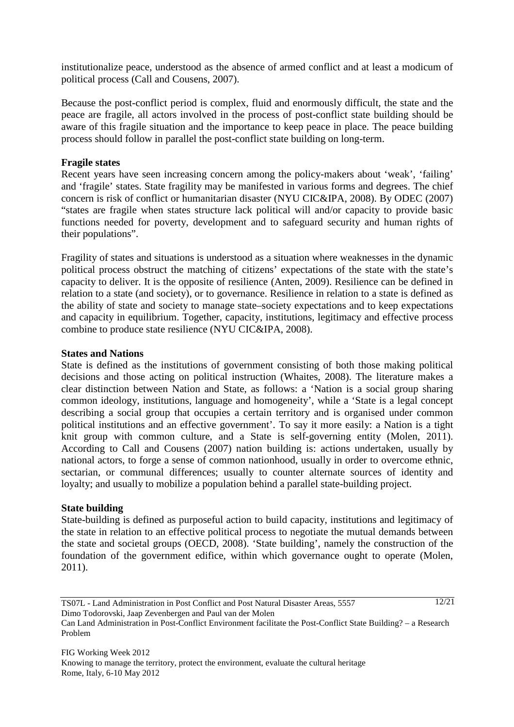institutionalize peace, understood as the absence of armed conflict and at least a modicum of political process (Call and Cousens, 2007).

Because the post-conflict period is complex, fluid and enormously difficult, the state and the peace are fragile, all actors involved in the process of post-conflict state building should be aware of this fragile situation and the importance to keep peace in place. The peace building process should follow in parallel the post-conflict state building on long-term.

**Fragile states**

Recent years have seen increasing concern among the policy-makers about 'weak', 'failing' and 'fragile' states. State fragility may be manifested in various forms and degrees. The chief concern is risk of conflict or humanitarian disaster (NYU CIC&IPA, 2008). By ODEC (2007) "states are fragile when states structure lack political will and/or capacity to provide basic functions needed for poverty, development and to safeguard security and human rights of their populations".

Fragility of states and situations is understood as a situation where weaknesses in the dynamic political process obstruct the matching of citizens' expectations of the state with the state's capacity to deliver. It is the opposite of resilience (Anten, 2009). Resilience can be defined in relation to a state (and society), or to governance. Resilience in relation to a state is defined as the ability of state and society to manage state–society expectations and to keep expectations and capacity in equilibrium. Together, capacity, institutions, legitimacy and effective process combine to produce state resilience (NYU CIC&IPA, 2008).

**States and Nations**

State is defined as the institutions of government consisting of both those making political decisions and those acting on political instruction (Whaites, 2008). The literature makes a clear distinction between Nation and State, as follows: a 'Nation is a social group sharing common ideology, institutions, language and homogeneity', while a 'State is a legal concept describing a social group that occupies a certain territory and is organised under common political institutions and an effective government'. To say it more easily: a Nation is a tight knit group with common culture, and a State is self-governing entity (Molen, 2011). According to Call and Cousens (2007) nation building is: actions undertaken, usually by national actors, to forge a sense of common nationhood, usually in order to overcome ethnic, sectarian, or communal differences; usually to counter alternate sources of identity and loyalty; and usually to mobilize a population behind a parallel state-building project.

**State building**

State-building is defined as purposeful action to build capacity, institutions and legitimacy of the state in relation to an effective political process to negotiate the mutual demands between the state and societal groups (OECD, 2008). 'State building', namely the construction of the foundation of the government edifice, within which governance ought to operate (Molen, 2011).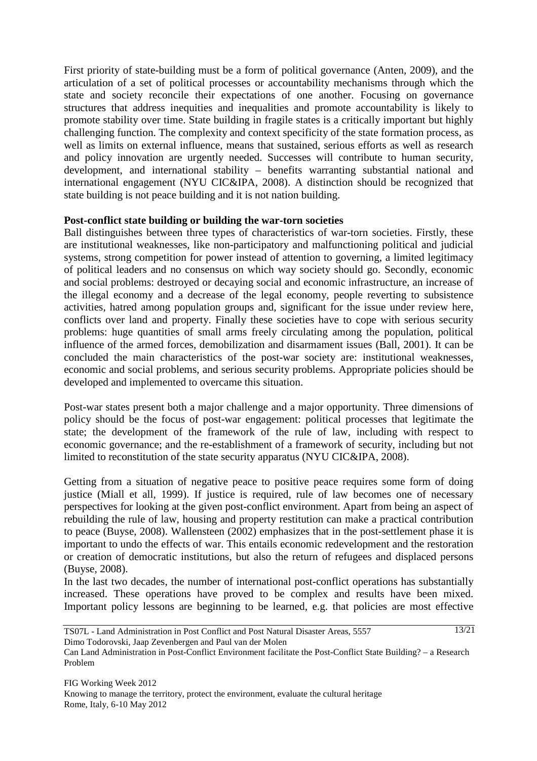First priority of state-building must be a form of political governance (Anten, 2009), and the articulation of a set of political processes or accountability mechanisms through which the state and society reconcile their expectations of one another. Focusing on governance structures that address inequities and inequalities and promote accountability is likely to promote stability over time. State building in fragile states is a critically important but highly challenging function. The complexity and context specificity of the state formation process, as well as limits on external influence, means that sustained, serious efforts as well as research and policy innovation are urgently needed. Successes will contribute to human security, development, and international stability – benefits warranting substantial national and international engagement (NYU CIC&IPA, 2008). A distinction should be recognized that state building is not peace building and it is not nation building.

**Post-conflict state building or building the war-torn societies**

Ball distinguishes between three types of characteristics of war-torn societies. Firstly, these are institutional weaknesses, like non-participatory and malfunctioning political and judicial systems, strong competition for power instead of attention to governing, a limited legitimacy of political leaders and no consensus on which way society should go. Secondly, economic and social problems: destroyed or decaying social and economic infrastructure, an increase of the illegal economy and a decrease of the legal economy, people reverting to subsistence activities, hatred among population groups and, significant for the issue under review here, conflicts over land and property. Finally these societies have to cope with serious security problems: huge quantities of small arms freely circulating among the population, political influence of the armed forces, demobilization and disarmament issues (Ball, 2001). It can be concluded the main characteristics of the post-war society are: institutional weaknesses, economic and social problems, and serious security problems. Appropriate policies should be developed and implemented to overcame this situation.

Post-war states present both a major challenge and a major opportunity. Three dimensions of policy should be the focus of post-war engagement: political processes that legitimate the state; the development of the framework of the rule of law, including with respect to economic governance; and the re-establishment of a framework of security, including but not limited to reconstitution of the state security apparatus (NYU CIC&IPA, 2008).

Getting from a situation of negative peace to positive peace requires some form of doing justice (Miall et all, 1999). If justice is required, rule of law becomes one of necessary perspectives for looking at the given post-conflict environment. Apart from being an aspect of rebuilding the rule of law, housing and property restitution can make a practical contribution to peace (Buyse, 2008). Wallensteen (2002) emphasizes that in the post-settlement phase it is important to undo the effects of war. This entails economic redevelopment and the restoration or creation of democratic institutions, but also the return of refugees and displaced persons (Buyse, 2008).

In the last two decades, the number of international post-conflict operations has substantially increased. These operations have proved to be complex and results have been mixed. Important policy lessons are beginning to be learned, e.g. that policies are most effective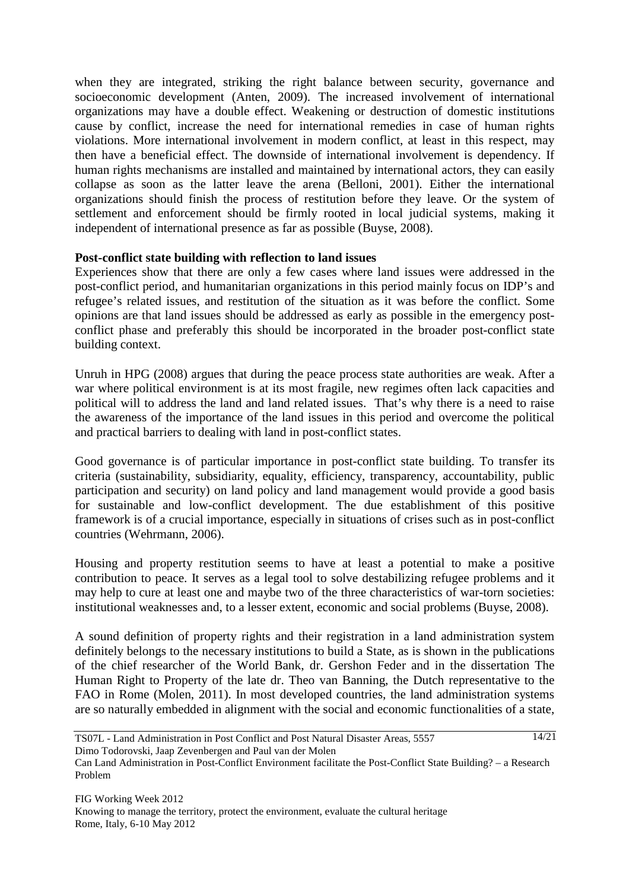when they are integrated, striking the right balance between security, governance and socioeconomic development (Anten, 2009). The increased involvement of international organizations may have a double effect. Weakening or destruction of domestic institutions cause by conflict, increase the need for international remedies in case of human rights violations. More international involvement in modern conflict, at least in this respect, may then have a beneficial effect. The downside of international involvement is dependency. If human rights mechanisms are installed and maintained by international actors, they can easily collapse as soon as the latter leave the arena (Belloni, 2001). Either the international organizations should finish the process of restitution before they leave. Or the system of settlement and enforcement should be firmly rooted in local judicial systems, making it independent of international presence as far as possible (Buyse, 2008).

**Post-conflict state building with reflection to land issues**

Experiences show that there are only a few cases where land issues were addressed in the post-conflict period, and humanitarian organizations in this period mainly focus on IDP's and refugee's related issues, and restitution of the situation as it was before the conflict. Some opinions are that land issues should be addressed as early as possible in the emergency post-conflict phase and preferably this should be incorporated in the broader post-conflict state building context.

Unruh in HPG (2008) argues that during the peace process state authorities are weak. After a war where political environment is at its most fragile, new regimes often lack capacities and political will to address the land and land related issues. That's why there is a need to raise the awareness of the importance of the land issues in this period and overcome the political and practical barriers to dealing with land in post-conflict states.

Good governance is of particular importance in post-conflict state building. To transfer its criteria (sustainability, subsidiarity, equality, efficiency, transparency, accountability, public participation and security) on land policy and land management would provide a good basis for sustainable and low-conflict development. The due establishment of this positive framework is of a crucial importance, especially in situations of crises such as in post-conflict countries (Wehrmann, 2006).

Housing and property restitution seems to have at least a potential to make a positive contribution to peace. It serves as a legal tool to solve destabilizing refugee problems and it may help to cure at least one and maybe two of the three characteristics of war-torn societies: institutional weaknesses and, to a lesser extent, economic and social problems (Buyse, 2008).

A sound definition of property rights and their registration in a land administration system definitely belongs to the necessary institutions to build a State, as is shown in the publications of the chief researcher of the World Bank, dr. Gershon Feder and in the dissertation The Human Right to Property of the late dr. Theo van Banning, the Dutch representative to the FAO in Rome (Molen, 2011). In most developed countries, the land administration systems are so naturally embedded in alignment with the social and economic functionalities of a state,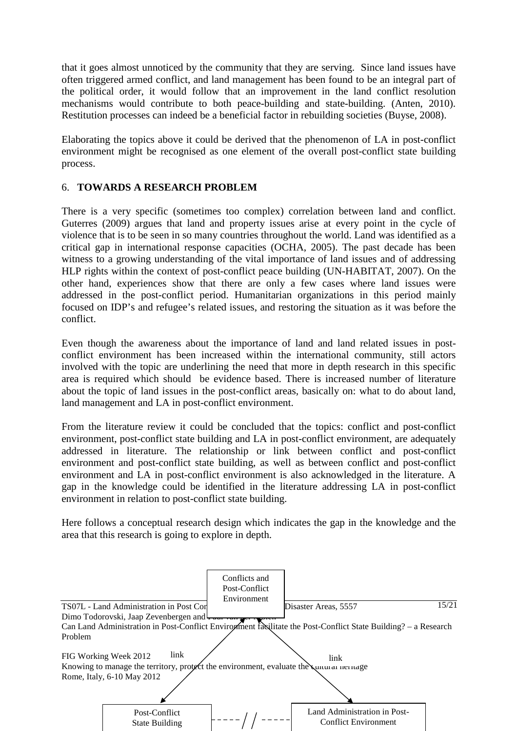that it goes almost unnoticed by the community that they are serving. Since land issues have often triggered armed conflict, and land management has been found to be an integral part of the political order, it would follow that an improvement in the land conflict resolution mechanisms would contribute to both peace-building and state-building. (Anten, 2010). Restitution processes can indeed be a beneficial factor in rebuilding societies (Buyse, 2008).

Elaborating the topics above it could be derived that the phenomenon of LA in post-conflict environment might be recognised as one element of the overall post-conflict state building process.

## 6. TOWARDS A RESEARCH PROBLEM

There is a very specific (sometimes too complex) correlation between land and conflict. Guterres (2009) argues that land and property issues arise at every point in the cycle of violence that is to be seen in so many countries throughout the world. Land was identified as a critical gap in international response capacities (OCHA, 2005). The past decade has been witness to a growing understanding of the vital importance of land issues and of addressing HLP rights within the context of post-conflict peace building (UN-HABITAT, 2007). On the other hand, experiences show that there are only a few cases where land issues were addressed in the post-conflict period. Humanitarian organizations in this period mainly focused on IDP's and refugee's related issues, and restoring the situation as it was before the conflict.

Even though the awareness about the importance of land and land related issues in post-conflict environment has been increased within the international community, still actors involved with the topic are underlining the need that more in depth research in this specific area is required which should be evidence based. There is increased number of literature about the topic of land issues in the post-conflict areas, basically on: what to do about land, land management and LA in post-conflict environment.

From the literature review it could be concluded that the topics: conflict and post-conflict environment, post-conflict state building and LA in post-conflict environment, are adequately addressed in literature. The relationship or link between conflict and post-conflict environment and post-conflict state building, as well as between conflict and post-conflict environment and LA in post-conflict environment is also acknowledged in the literature. A gap in the knowledge could be identified in the literature addressing LA in post-conflict environment in relation to post-conflict state building.

Here follows a conceptual research design which indicates the gap in the knowledge and the area that this research is going to explore in depth.

Conflicts and Post-Conflict Environment

link

link

Post-Conflict State Building

Land Administration in Post-Conflict Environment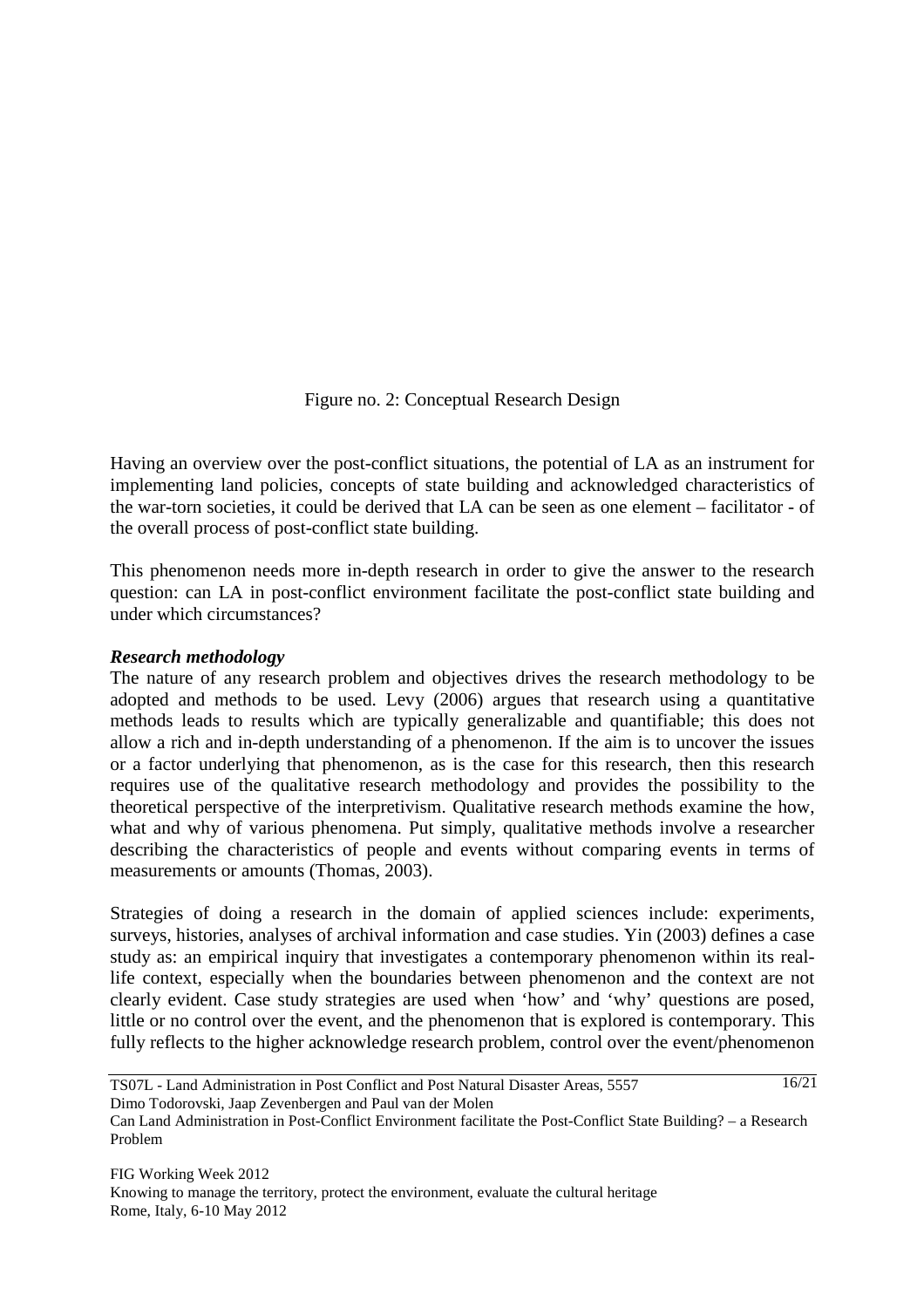Figure no. 2: Conceptual Research Design

Having an overview over the post-conflict situations, the potential of LA as an instrument for implementing land policies, concepts of state building and acknowledged characteristics of the war-torn societies, it could be derived that LA can be seen as one element – facilitator - of the overall process of post-conflict state building.

This phenomenon needs more in-depth research in order to give the answer to the research question: can LA in post-conflict environment facilitate the post-conflict state building and under which circumstances?

***Research methodology***

The nature of any research problem and objectives drives the research methodology to be adopted and methods to be used. Levy (2006) argues that research using a quantitative methods leads to results which are typically generalizable and quantifiable; this does not allow a rich and in-depth understanding of a phenomenon. If the aim is to uncover the issues or a factor underlying that phenomenon, as is the case for this research, then this research requires use of the qualitative research methodology and provides the possibility to the theoretical perspective of the interpretivism. Qualitative research methods examine the how, what and why of various phenomena. Put simply, qualitative methods involve a researcher describing the characteristics of people and events without comparing events in terms of measurements or amounts (Thomas, 2003).

Strategies of doing a research in the domain of applied sciences include: experiments, surveys, histories, analyses of archival information and case studies. Yin (2003) defines a case study as: an empirical inquiry that investigates a contemporary phenomenon within its real-life context, especially when the boundaries between phenomenon and the context are not clearly evident. Case study strategies are used when 'how' and 'why' questions are posed, little or no control over the event, and the phenomenon that is explored is contemporary. This fully reflects to the higher acknowledge research problem, control over the event/phenomenon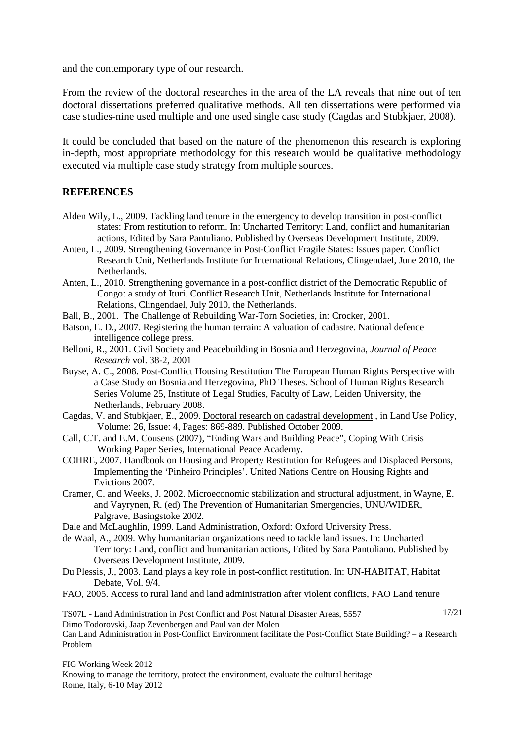and the contemporary type of our research.

From the review of the doctoral researches in the area of the LA reveals that nine out of ten doctoral dissertations preferred qualitative methods. All ten dissertations were performed via case studies-nine used multiple and one used single case study (Cagdas and Stubkjaer, 2008).

It could be concluded that based on the nature of the phenomenon this research is exploring in-depth, most appropriate methodology for this research would be qualitative methodology executed via multiple case study strategy from multiple sources.

## REFERENCES

Alden Wily, L., 2009. Tackling land tenure in the emergency to develop transition in post-conflict states: From restitution to reform. In: Uncharted Territory: Land, conflict and humanitarian actions, Edited by Sara Pantuliano. Published by Overseas Development Institute, 2009.

Anten, L., 2009. Strengthening Governance in Post-Conflict Fragile States: Issues paper. Conflict Research Unit, Netherlands Institute for International Relations, Clingendael, June 2010, the Netherlands.

Anten, L., 2010. Strengthening governance in a post-conflict district of the Democratic Republic of Congo: a study of Ituri. Conflict Research Unit, Netherlands Institute for International Relations, Clingendael, July 2010, the Netherlands.

Ball, B., 2001. The Challenge of Rebuilding War-Torn Societies, in: Crocker, 2001.

Batson, E. D., 2007. Registering the human terrain: A valuation of cadastre. National defence intelligence college press.

Belloni, R., 2001. Civil Society and Peacebuilding in Bosnia and Herzegovina, *Journal of Peace Research* vol. 38-2, 2001

Buyse, A. C., 2008. Post-Conflict Housing Restitution The European Human Rights Perspective with a Case Study on Bosnia and Herzegovina, PhD Theses. School of Human Rights Research Series Volume 25, Institute of Legal Studies, Faculty of Law, Leiden University, the Netherlands, February 2008.

Cagdas, V. and Stubkjaer, E., 2009. Doctoral research on cadastral development , in Land Use Policy, Volume: 26, Issue: 4, Pages: 869-889. Published October 2009.

Call, C.T. and E.M. Cousens (2007), "Ending Wars and Building Peace", Coping With Crisis Working Paper Series, International Peace Academy.

COHRE, 2007. Handbook on Housing and Property Restitution for Refugees and Displaced Persons, Implementing the 'Pinheiro Principles'. United Nations Centre on Housing Rights and Evictions 2007.

Cramer, C. and Weeks, J. 2002. Microeconomic stabilization and structural adjustment, in Wayne, E. and Vayrynen, R. (ed) The Prevention of Humanitarian Smergencies, UNU/WIDER, Palgrave, Basingstoke 2002.

Dale and McLaughlin, 1999. Land Administration, Oxford: Oxford University Press.

de Waal, A., 2009. Why humanitarian organizations need to tackle land issues. In: Uncharted Territory: Land, conflict and humanitarian actions, Edited by Sara Pantuliano. Published by Overseas Development Institute, 2009.

Du Plessis, J., 2003. Land plays a key role in post-conflict restitution. In: UN-HABITAT, Habitat Debate, Vol. 9/4.

FAO, 2005. Access to rural land and land administration after violent conflicts, FAO Land tenure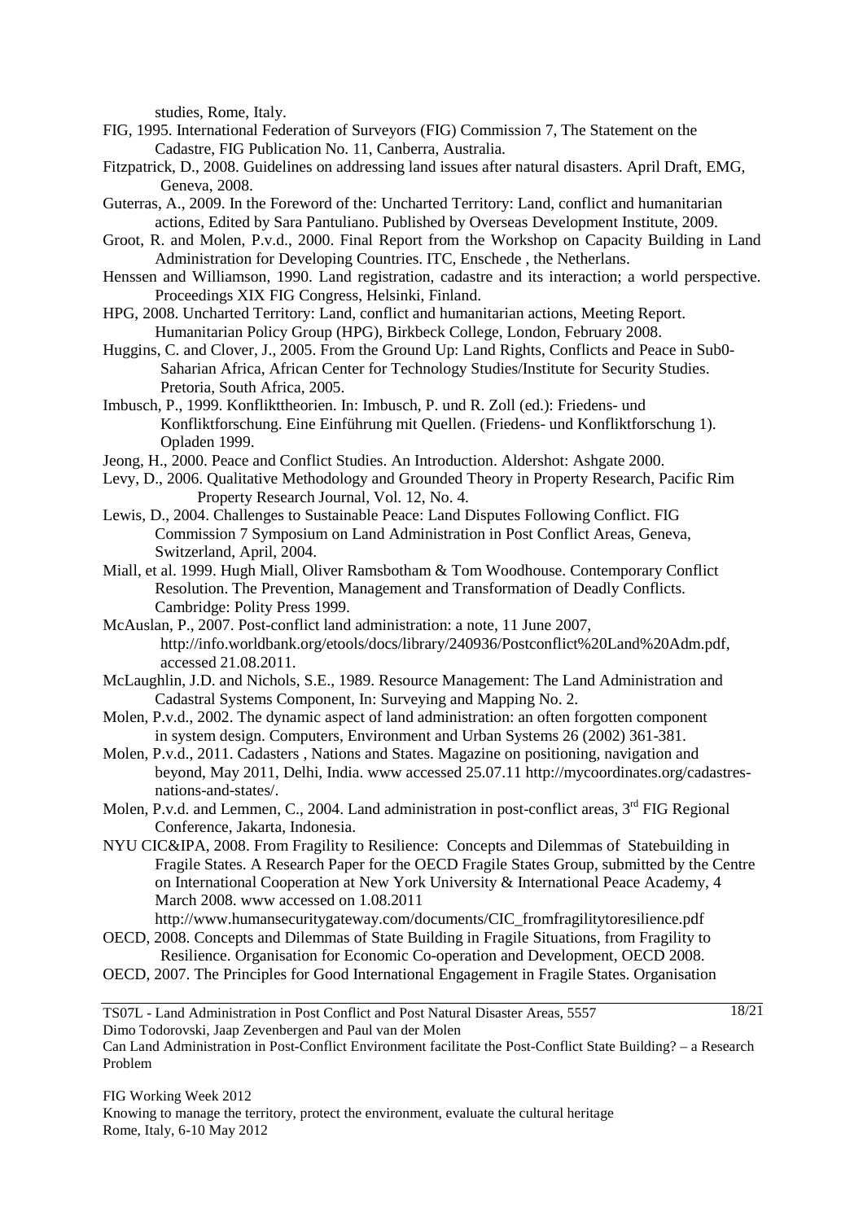studies, Rome, Italy.

FIG, 1995. International Federation of Surveyors (FIG) Commission 7, The Statement on the Cadastre, FIG Publication No. 11, Canberra, Australia.

Fitzpatrick, D., 2008. Guidelines on addressing land issues after natural disasters. April Draft, EMG, Geneva, 2008.

Guterras, A., 2009. In the Foreword of the: Uncharted Territory: Land, conflict and humanitarian actions, Edited by Sara Pantuliano. Published by Overseas Development Institute, 2009.

Groot, R. and Molen, P.v.d., 2000. Final Report from the Workshop on Capacity Building in Land Administration for Developing Countries. ITC, Enschede , the Netherlans.

Henssen and Williamson, 1990. Land registration, cadastre and its interaction; a world perspective. Proceedings XIX FIG Congress, Helsinki, Finland.

HPG, 2008. Uncharted Territory: Land, conflict and humanitarian actions, Meeting Report. Humanitarian Policy Group (HPG), Birkbeck College, London, February 2008.

Huggins, C. and Clover, J., 2005. From the Ground Up: Land Rights, Conflicts and Peace in Sub0-Saharian Africa, African Center for Technology Studies/Institute for Security Studies. Pretoria, South Africa, 2005.

Imbusch, P., 1999. Konflikttheorien. In: Imbusch, P. und R. Zoll (ed.): Friedens- und Konfliktforschung. Eine Einführung mit Quellen. (Friedens- und Konfliktforschung 1). Opladen 1999.

Jeong, H., 2000. Peace and Conflict Studies. An Introduction. Aldershot: Ashgate 2000.

Levy, D., 2006. Qualitative Methodology and Grounded Theory in Property Research, Pacific Rim Property Research Journal, Vol. 12, No. 4.

Lewis, D., 2004. Challenges to Sustainable Peace: Land Disputes Following Conflict. FIG Commission 7 Symposium on Land Administration in Post Conflict Areas, Geneva, Switzerland, April, 2004.

Miall, et al. 1999. Hugh Miall, Oliver Ramsbotham & Tom Woodhouse. Contemporary Conflict Resolution. The Prevention, Management and Transformation of Deadly Conflicts. Cambridge: Polity Press 1999.

McAuslan, P., 2007. Post-conflict land administration: a note, 11 June 2007, http://info.worldbank.org/etools/docs/library/240936/Postconflict%20Land%20Adm.pdf, accessed 21.08.2011.

McLaughlin, J.D. and Nichols, S.E., 1989. Resource Management: The Land Administration and Cadastral Systems Component, In: Surveying and Mapping No. 2.

Molen, P.v.d., 2002. The dynamic aspect of land administration: an often forgotten component in system design. Computers, Environment and Urban Systems 26 (2002) 361-381.

Molen, P.v.d., 2011. Cadasters , Nations and States. Magazine on positioning, navigation and beyond, May 2011, Delhi, India. www accessed 25.07.11 http://mycoordinates.org/cadastres-nations-and-states/.

Molen, P.v.d. and Lemmen, C., 2004. Land administration in post-conflict areas, 3rd FIG Regional Conference, Jakarta, Indonesia.

NYU CIC&IPA, 2008. From Fragility to Resilience: Concepts and Dilemmas of Statebuilding in Fragile States. A Research Paper for the OECD Fragile States Group, submitted by the Centre on International Cooperation at New York University & International Peace Academy, 4 March 2008. www accessed on 1.08.2011 http://www.humansecuritygateway.com/documents/CIC_fromfragilitytoresilience.pdf

OECD, 2008. Concepts and Dilemmas of State Building in Fragile Situations, from Fragility to Resilience. Organisation for Economic Co-operation and Development, OECD 2008.

OECD, 2007. The Principles for Good International Engagement in Fragile States. Organisation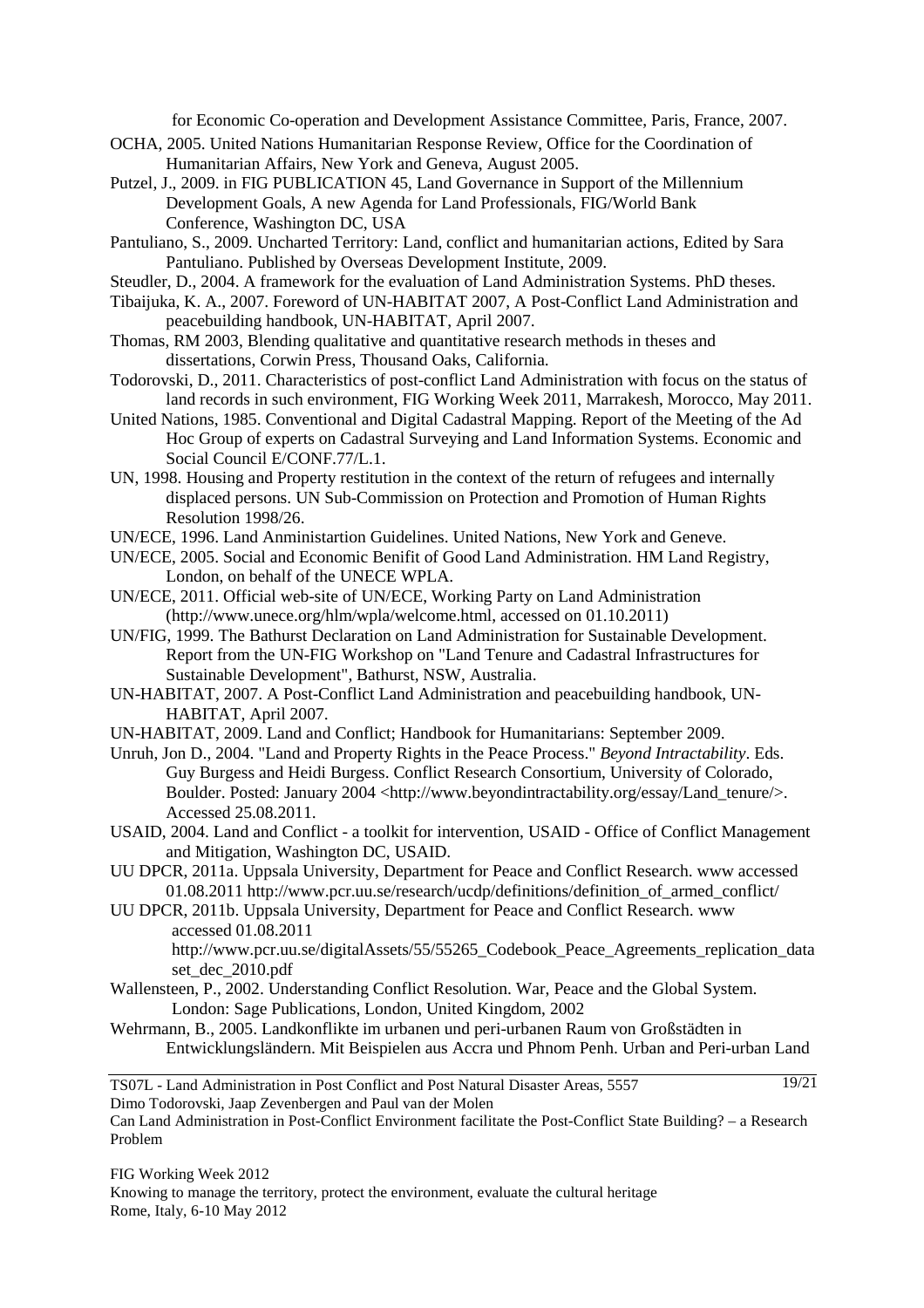for Economic Co-operation and Development Assistance Committee, Paris, France, 2007.

OCHA, 2005. United Nations Humanitarian Response Review, Office for the Coordination of Humanitarian Affairs, New York and Geneva, August 2005.

Putzel, J., 2009. in FIG PUBLICATION 45, Land Governance in Support of the Millennium Development Goals, A new Agenda for Land Professionals, FIG/World Bank Conference, Washington DC, USA

Pantuliano, S., 2009. Uncharted Territory: Land, conflict and humanitarian actions, Edited by Sara Pantuliano. Published by Overseas Development Institute, 2009.

Steudler, D., 2004. A framework for the evaluation of Land Administration Systems. PhD theses.

Tibaijuka, K. A., 2007. Foreword of UN-HABITAT 2007, A Post-Conflict Land Administration and peacebuilding handbook, UN-HABITAT, April 2007.

Thomas, RM 2003, Blending qualitative and quantitative research methods in theses and dissertations, Corwin Press, Thousand Oaks, California.

Todorovski, D., 2011. Characteristics of post-conflict Land Administration with focus on the status of land records in such environment, FIG Working Week 2011, Marrakesh, Morocco, May 2011.

United Nations, 1985. Conventional and Digital Cadastral Mapping. Report of the Meeting of the Ad Hoc Group of experts on Cadastral Surveying and Land Information Systems. Economic and Social Council E/CONF.77/L.1.

UN, 1998. Housing and Property restitution in the context of the return of refugees and internally displaced persons. UN Sub-Commission on Protection and Promotion of Human Rights Resolution 1998/26.

UN/ECE, 1996. Land Anministartion Guidelines. United Nations, New York and Geneve.

UN/ECE, 2005. Social and Economic Benifit of Good Land Administration. HM Land Registry, London, on behalf of the UNECE WPLA.

UN/ECE, 2011. Official web-site of UN/ECE, Working Party on Land Administration (http://www.unece.org/hlm/wpla/welcome.html, accessed on 01.10.2011)

UN/FIG, 1999. The Bathurst Declaration on Land Administration for Sustainable Development. Report from the UN-FIG Workshop on "Land Tenure and Cadastral Infrastructures for Sustainable Development", Bathurst, NSW, Australia.

UN-HABITAT, 2007. A Post-Conflict Land Administration and peacebuilding handbook, UN-HABITAT, April 2007.

UN-HABITAT, 2009. Land and Conflict; Handbook for Humanitarians: September 2009.

Unruh, Jon D., 2004. "Land and Property Rights in the Peace Process." *Beyond Intractability*. Eds. Guy Burgess and Heidi Burgess. Conflict Research Consortium, University of Colorado, Boulder. Posted: January 2004 <http://www.beyondintractability.org/essay/Land_tenure/>. Accessed 25.08.2011.

USAID, 2004. Land and Conflict - a toolkit for intervention, USAID - Office of Conflict Management and Mitigation, Washington DC, USAID.

UU DPCR, 2011a. Uppsala University, Department for Peace and Conflict Research. www accessed 01.08.2011 http://www.pcr.uu.se/research/ucdp/definitions/definition_of_armed_conflict/

UU DPCR, 2011b. Uppsala University, Department for Peace and Conflict Research. www accessed 01.08.2011 http://www.pcr.uu.se/digitalAssets/55/55265_Codebook_Peace_Agreements_replication_dataset_dec_2010.pdf

Wallensteen, P., 2002. Understanding Conflict Resolution. War, Peace and the Global System. London: Sage Publications, London, United Kingdom, 2002

Wehrmann, B., 2005. Landkonflikte im urbanen und peri-urbanen Raum von Großstädten in Entwicklungsländern. Mit Beispielen aus Accra und Phnom Penh. Urban and Peri-urban Land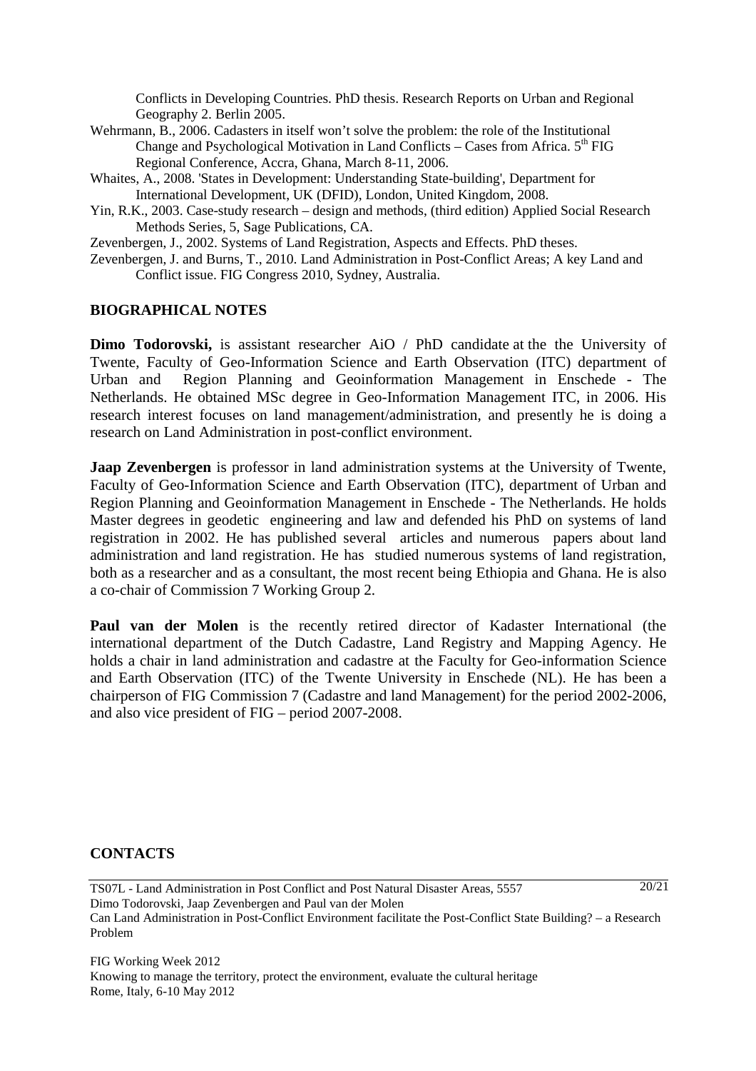Conflicts in Developing Countries. PhD thesis. Research Reports on Urban and Regional Geography 2. Berlin 2005.

Wehrmann, B., 2006. Cadasters in itself won't solve the problem: the role of the Institutional Change and Psychological Motivation in Land Conflicts – Cases from Africa. 5th FIG Regional Conference, Accra, Ghana, March 8-11, 2006.

Whaites, A., 2008. 'States in Development: Understanding State-building', Department for International Development, UK (DFID), London, United Kingdom, 2008.

Yin, R.K., 2003. Case-study research – design and methods, (third edition) Applied Social Research Methods Series, 5, Sage Publications, CA.

Zevenbergen, J., 2002. Systems of Land Registration, Aspects and Effects. PhD theses.

Zevenbergen, J. and Burns, T., 2010. Land Administration in Post-Conflict Areas; A key Land and Conflict issue. FIG Congress 2010, Sydney, Australia.

## BIOGRAPHICAL NOTES

**Dimo Todorovski,** is assistant researcher AiO / PhD candidate at the the University of Twente, Faculty of Geo-Information Science and Earth Observation (ITC) department of Urban and Region Planning and Geoinformation Management in Enschede - The Netherlands. He obtained MSc degree in Geo-Information Management ITC, in 2006. His research interest focuses on land management/administration, and presently he is doing a research on Land Administration in post-conflict environment.

**Jaap Zevenbergen** is professor in land administration systems at the University of Twente, Faculty of Geo-Information Science and Earth Observation (ITC), department of Urban and Region Planning and Geoinformation Management in Enschede - The Netherlands. He holds Master degrees in geodetic engineering and law and defended his PhD on systems of land registration in 2002. He has published several articles and numerous papers about land administration and land registration. He has studied numerous systems of land registration, both as a researcher and as a consultant, the most recent being Ethiopia and Ghana. He is also a co-chair of Commission 7 Working Group 2.

**Paul van der Molen** is the recently retired director of Kadaster International (the international department of the Dutch Cadastre, Land Registry and Mapping Agency. He holds a chair in land administration and cadastre at the Faculty for Geo-information Science and Earth Observation (ITC) of the Twente University in Enschede (NL). He has been a chairperson of FIG Commission 7 (Cadastre and land Management) for the period 2002-2006, and also vice president of FIG – period 2007-2008.

## CONTACTS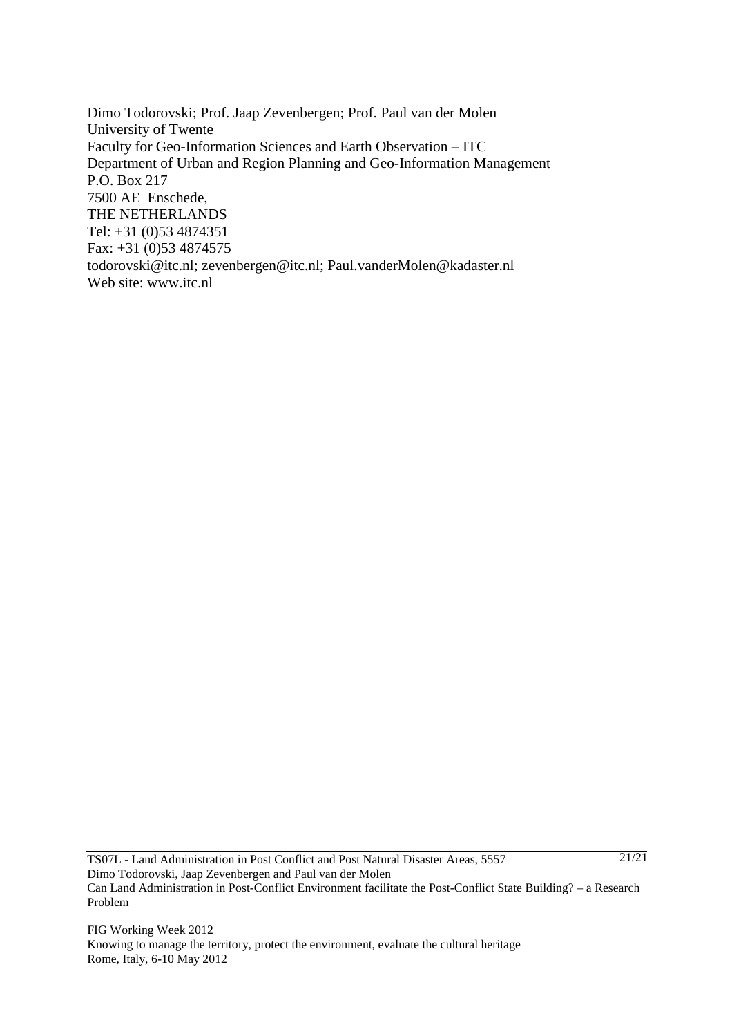Dimo Todorovski; Prof. Jaap Zevenbergen; Prof. Paul van der Molen
University of Twente
Faculty for Geo-Information Sciences and Earth Observation – ITC
Department of Urban and Region Planning and Geo-Information Management
P.O. Box 217
7500 AE Enschede,
THE NETHERLANDS
Tel: +31 (0)53 4874351
Fax: +31 (0)53 4874575
todorovski@itc.nl; zevenbergen@itc.nl; Paul.vanderMolen@kadaster.nl
Web site: www.itc.nl